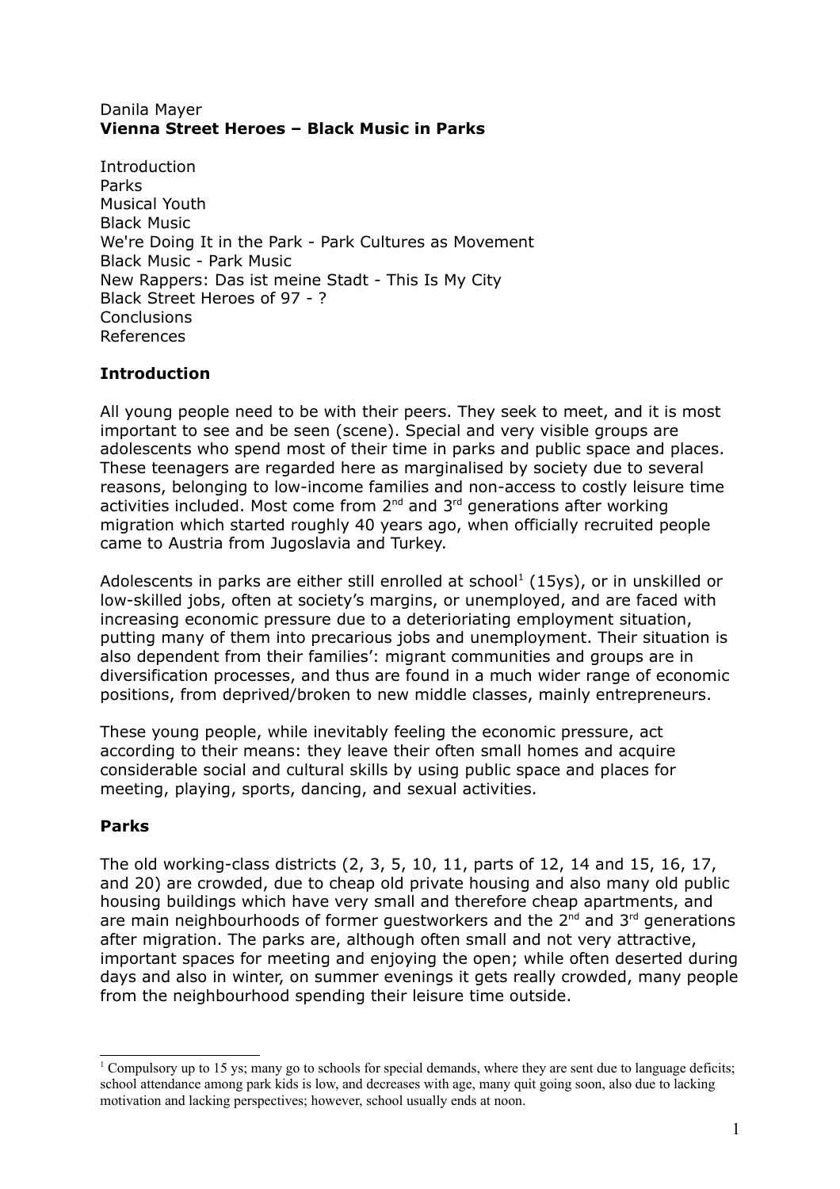Danila Mayer

# Vienna Street Heroes – Black Music in Parks

Introduction
Parks
Musical Youth
Black Music
We're Doing It in the Park - Park Cultures as Movement
Black Music - Park Music
New Rappers: Das ist meine Stadt - This Is My City
Black Street Heroes of 97 - ?
Conclusions
References

## Introduction

All young people need to be with their peers. They seek to meet, and it is most important to see and be seen (scene). Special and very visible groups are adolescents who spend most of their time in parks and public space and places. These teenagers are regarded here as marginalised by society due to several reasons, belonging to low-income families and non-access to costly leisure time activities included. Most come from 2nd and 3rd generations after working migration which started roughly 40 years ago, when officially recruited people came to Austria from Jugoslavia and Turkey.

Adolescents in parks are either still enrolled at school[1] (15ys), or in unskilled or low-skilled jobs, often at society's margins, or unemployed, and are faced with increasing economic pressure due to a deterioriating employment situation, putting many of them into precarious jobs and unemployment. Their situation is also dependent from their families': migrant communities and groups are in diversification processes, and thus are found in a much wider range of economic positions, from deprived/broken to new middle classes, mainly entrepreneurs.

These young people, while inevitably feeling the economic pressure, act according to their means: they leave their often small homes and acquire considerable social and cultural skills by using public space and places for meeting, playing, sports, dancing, and sexual activities.

## Parks

The old working-class districts (2, 3, 5, 10, 11, parts of 12, 14 and 15, 16, 17, and 20) are crowded, due to cheap old private housing and also many old public housing buildings which have very small and therefore cheap apartments, and are main neighbourhoods of former guestworkers and the 2nd and 3rd generations after migration. The parks are, although often small and not very attractive, important spaces for meeting and enjoying the open; while often deserted during days and also in winter, on summer evenings it gets really crowded, many people from the neighbourhood spending their leisure time outside.

---

[1] Compulsory up to 15 ys; many go to schools for special demands, where they are sent due to language deficits; school attendance among park kids is low, and decreases with age, many quit going soon, also due to lacking motivation and lacking perspectives; however, school usually ends at noon.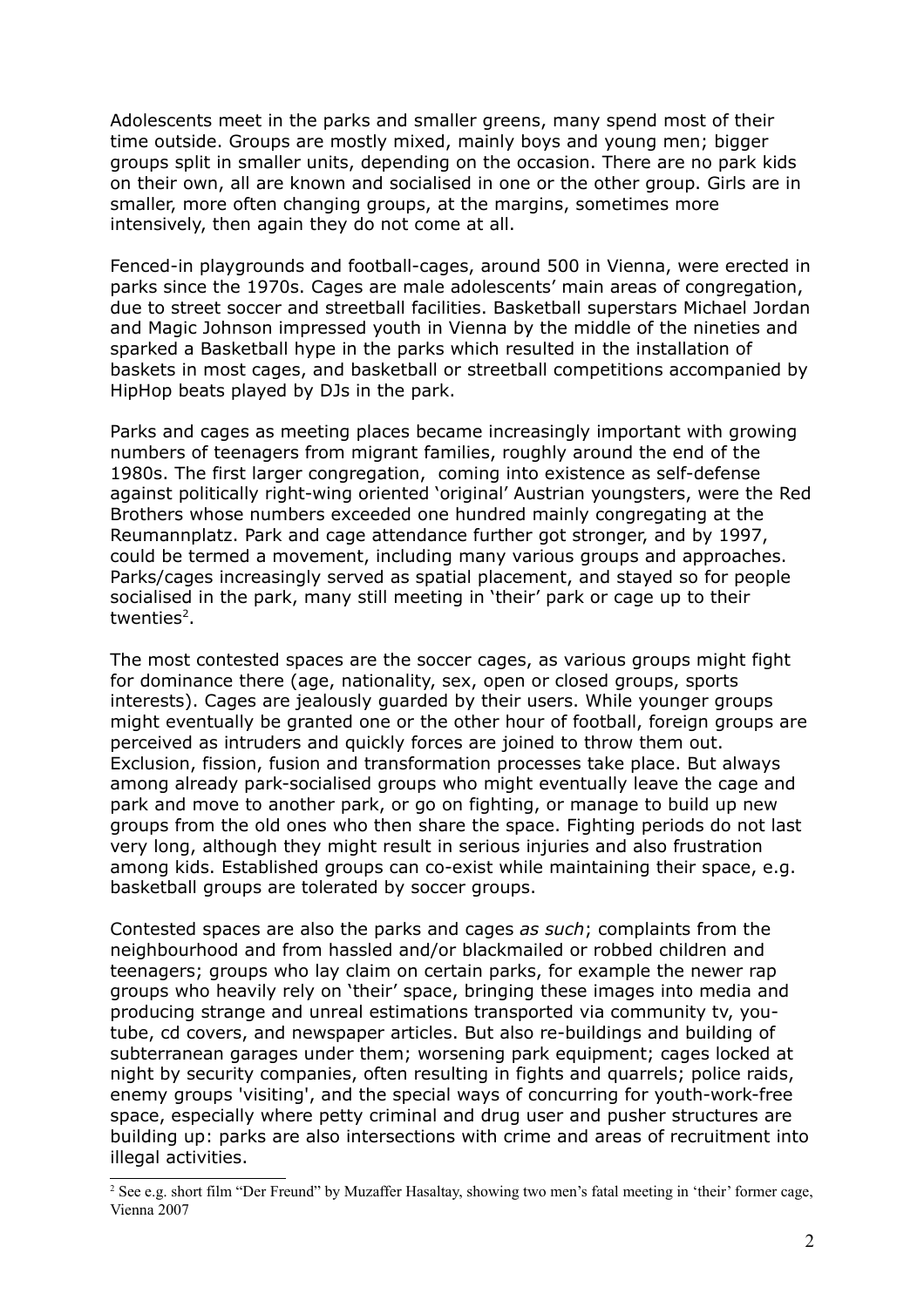Adolescents meet in the parks and smaller greens, many spend most of their time outside. Groups are mostly mixed, mainly boys and young men; bigger groups split in smaller units, depending on the occasion. There are no park kids on their own, all are known and socialised in one or the other group. Girls are in smaller, more often changing groups, at the margins, sometimes more intensively, then again they do not come at all.

Fenced-in playgrounds and football-cages, around 500 in Vienna, were erected in parks since the 1970s. Cages are male adolescents' main areas of congregation, due to street soccer and streetball facilities. Basketball superstars Michael Jordan and Magic Johnson impressed youth in Vienna by the middle of the nineties and sparked a Basketball hype in the parks which resulted in the installation of baskets in most cages, and basketball or streetball competitions accompanied by HipHop beats played by DJs in the park.

Parks and cages as meeting places became increasingly important with growing numbers of teenagers from migrant families, roughly around the end of the 1980s. The first larger congregation, coming into existence as self-defense against politically right-wing oriented 'original' Austrian youngsters, were the Red Brothers whose numbers exceeded one hundred mainly congregating at the Reumannplatz. Park and cage attendance further got stronger, and by 1997, could be termed a movement, including many various groups and approaches. Parks/cages increasingly served as spatial placement, and stayed so for people socialised in the park, many still meeting in 'their' park or cage up to their twenties[2].

The most contested spaces are the soccer cages, as various groups might fight for dominance there (age, nationality, sex, open or closed groups, sports interests). Cages are jealously guarded by their users. While younger groups might eventually be granted one or the other hour of football, foreign groups are perceived as intruders and quickly forces are joined to throw them out. Exclusion, fission, fusion and transformation processes take place. But always among already park-socialised groups who might eventually leave the cage and park and move to another park, or go on fighting, or manage to build up new groups from the old ones who then share the space. Fighting periods do not last very long, although they might result in serious injuries and also frustration among kids. Established groups can co-exist while maintaining their space, e.g. basketball groups are tolerated by soccer groups.

Contested spaces are also the parks and cages *as such*; complaints from the neighbourhood and from hassled and/or blackmailed or robbed children and teenagers; groups who lay claim on certain parks, for example the newer rap groups who heavily rely on 'their' space, bringing these images into media and producing strange and unreal estimations transported via community tv, you-tube, cd covers, and newspaper articles. But also re-buildings and building of subterranean garages under them; worsening park equipment; cages locked at night by security companies, often resulting in fights and quarrels; police raids, enemy groups 'visiting', and the special ways of concurring for youth-work-free space, especially where petty criminal and drug user and pusher structures are building up: parks are also intersections with crime and areas of recruitment into illegal activities.

[2] See e.g. short film "Der Freund" by Muzaffer Hasaltay, showing two men's fatal meeting in 'their' former cage, Vienna 2007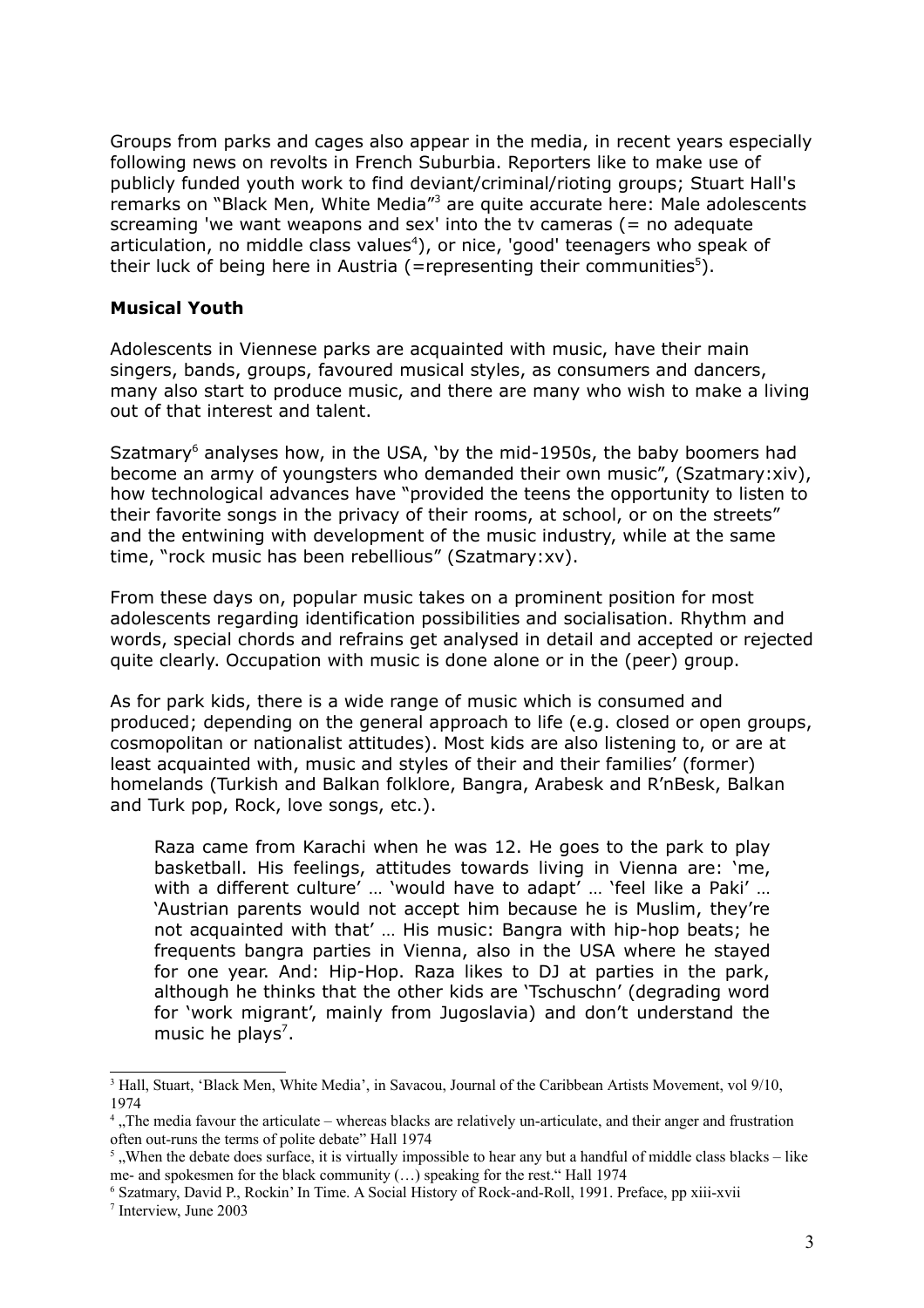Groups from parks and cages also appear in the media, in recent years especially following news on revolts in French Suburbia. Reporters like to make use of publicly funded youth work to find deviant/criminal/rioting groups; Stuart Hall's remarks on "Black Men, White Media"[3] are quite accurate here: Male adolescents screaming 'we want weapons and sex' into the tv cameras (= no adequate articulation, no middle class values[4]), or nice, 'good' teenagers who speak of their luck of being here in Austria (=representing their communities[5]).

**Musical Youth**

Adolescents in Viennese parks are acquainted with music, have their main singers, bands, groups, favoured musical styles, as consumers and dancers, many also start to produce music, and there are many who wish to make a living out of that interest and talent.

Szatmary[6] analyses how, in the USA, 'by the mid-1950s, the baby boomers had become an army of youngsters who demanded their own music", (Szatmary:xiv), how technological advances have "provided the teens the opportunity to listen to their favorite songs in the privacy of their rooms, at school, or on the streets" and the entwining with development of the music industry, while at the same time, "rock music has been rebellious" (Szatmary:xv).

From these days on, popular music takes on a prominent position for most adolescents regarding identification possibilities and socialisation. Rhythm and words, special chords and refrains get analysed in detail and accepted or rejected quite clearly. Occupation with music is done alone or in the (peer) group.

As for park kids, there is a wide range of music which is consumed and produced; depending on the general approach to life (e.g. closed or open groups, cosmopolitan or nationalist attitudes). Most kids are also listening to, or are at least acquainted with, music and styles of their and their families' (former) homelands (Turkish and Balkan folklore, Bangra, Arabesk and R'nBesk, Balkan and Turk pop, Rock, love songs, etc.).

> Raza came from Karachi when he was 12. He goes to the park to play basketball. His feelings, attitudes towards living in Vienna are: 'me, with a different culture' … 'would have to adapt' … 'feel like a Paki' … 'Austrian parents would not accept him because he is Muslim, they're not acquainted with that' … His music: Bangra with hip-hop beats; he frequents bangra parties in Vienna, also in the USA where he stayed for one year. And: Hip-Hop. Raza likes to DJ at parties in the park, although he thinks that the other kids are 'Tschuschn' (degrading word for 'work migrant', mainly from Jugoslavia) and don't understand the music he plays[7].

---

[3] Hall, Stuart, 'Black Men, White Media', in Savacou, Journal of the Caribbean Artists Movement, vol 9/10, 1974

[4] „The media favour the articulate – whereas blacks are relatively un-articulate, and their anger and frustration often out-runs the terms of polite debate" Hall 1974

[5] „When the debate does surface, it is virtually impossible to hear any but a handful of middle class blacks – like me- and spokesmen for the black community (…) speaking for the rest." Hall 1974

[6] Szatmary, David P., Rockin' In Time. A Social History of Rock-and-Roll, 1991. Preface, pp xiii-xvii

[7] Interview, June 2003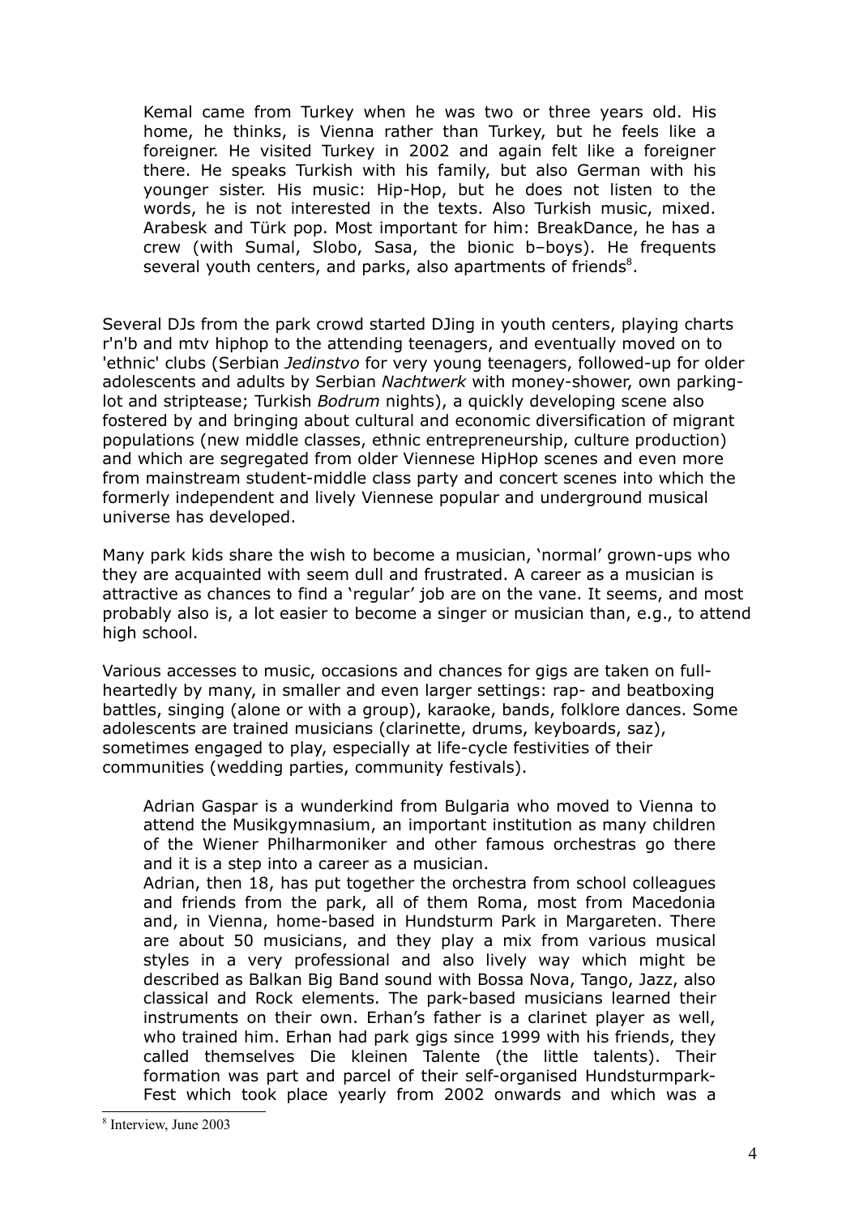> Kemal came from Turkey when he was two or three years old. His home, he thinks, is Vienna rather than Turkey, but he feels like a foreigner. He visited Turkey in 2002 and again felt like a foreigner there. He speaks Turkish with his family, but also German with his younger sister. His music: Hip-Hop, but he does not listen to the words, he is not interested in the texts. Also Turkish music, mixed. Arabesk and Türk pop. Most important for him: BreakDance, he has a crew (with Sumal, Slobo, Sasa, the bionic b–boys). He frequents several youth centers, and parks, also apartments of friends[8].

Several DJs from the park crowd started DJing in youth centers, playing charts r'n'b and mtv hiphop to the attending teenagers, and eventually moved on to 'ethnic' clubs (Serbian *Jedinstvo* for very young teenagers, followed-up for older adolescents and adults by Serbian *Nachtwerk* with money-shower, own parking-lot and striptease; Turkish *Bodrum* nights), a quickly developing scene also fostered by and bringing about cultural and economic diversification of migrant populations (new middle classes, ethnic entrepreneurship, culture production) and which are segregated from older Viennese HipHop scenes and even more from mainstream student-middle class party and concert scenes into which the formerly independent and lively Viennese popular and underground musical universe has developed.

Many park kids share the wish to become a musician, 'normal' grown-ups who they are acquainted with seem dull and frustrated. A career as a musician is attractive as chances to find a 'regular' job are on the vane. It seems, and most probably also is, a lot easier to become a singer or musician than, e.g., to attend high school.

Various accesses to music, occasions and chances for gigs are taken on full-heartedly by many, in smaller and even larger settings: rap- and beatboxing battles, singing (alone or with a group), karaoke, bands, folklore dances. Some adolescents are trained musicians (clarinette, drums, keyboards, saz), sometimes engaged to play, especially at life-cycle festivities of their communities (wedding parties, community festivals).

> Adrian Gaspar is a wunderkind from Bulgaria who moved to Vienna to attend the Musikgymnasium, an important institution as many children of the Wiener Philharmoniker and other famous orchestras go there and it is a step into a career as a musician.
> Adrian, then 18, has put together the orchestra from school colleagues and friends from the park, all of them Roma, most from Macedonia and, in Vienna, home-based in Hundsturm Park in Margareten. There are about 50 musicians, and they play a mix from various musical styles in a very professional and also lively way which might be described as Balkan Big Band sound with Bossa Nova, Tango, Jazz, also classical and Rock elements. The park-based musicians learned their instruments on their own. Erhan's father is a clarinet player as well, who trained him. Erhan had park gigs since 1999 with his friends, they called themselves Die kleinen Talente (the little talents). Their formation was part and parcel of their self-organised Hundsturmpark-Fest which took place yearly from 2002 onwards and which was a

[8] Interview, June 2003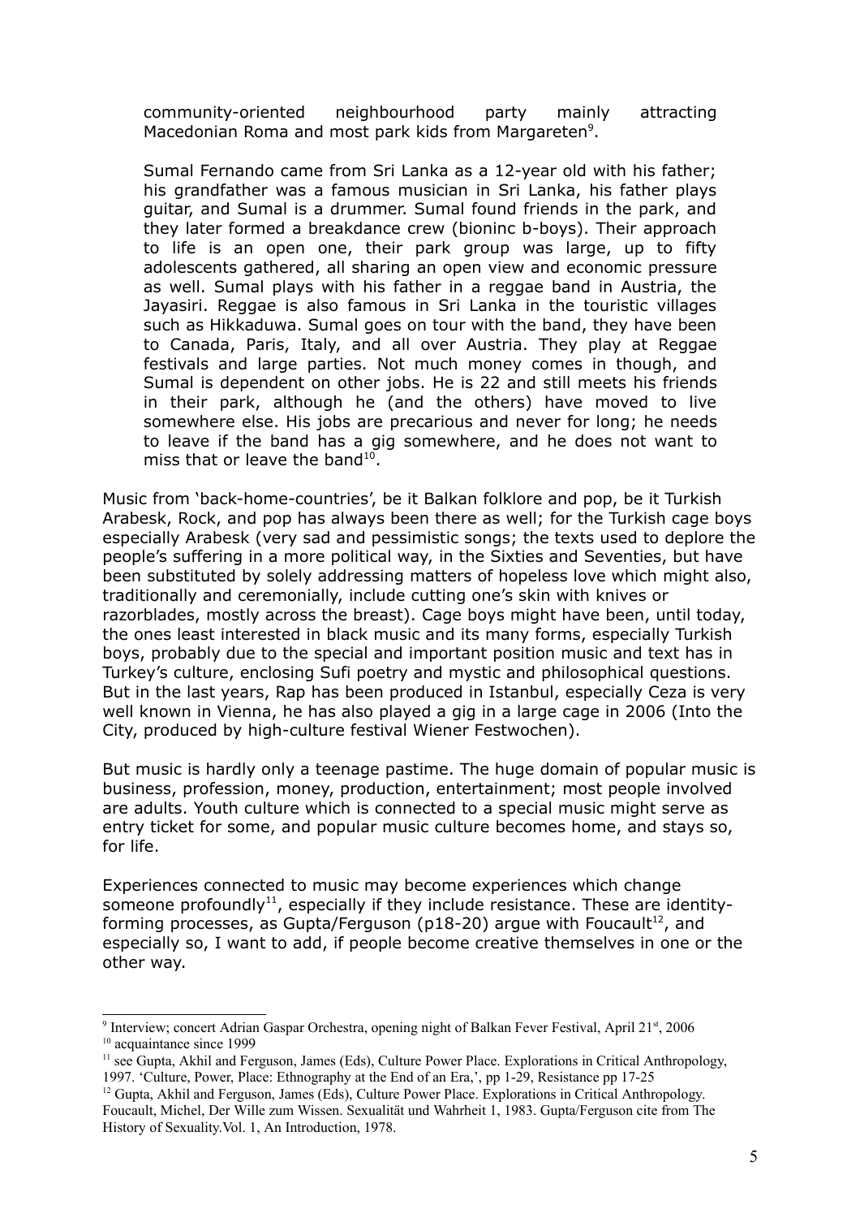community-oriented neighbourhood party mainly attracting Macedonian Roma and most park kids from Margareten[9].

Sumal Fernando came from Sri Lanka as a 12-year old with his father; his grandfather was a famous musician in Sri Lanka, his father plays guitar, and Sumal is a drummer. Sumal found friends in the park, and they later formed a breakdance crew (bioninc b-boys). Their approach to life is an open one, their park group was large, up to fifty adolescents gathered, all sharing an open view and economic pressure as well. Sumal plays with his father in a reggae band in Austria, the Jayasiri. Reggae is also famous in Sri Lanka in the touristic villages such as Hikkaduwa. Sumal goes on tour with the band, they have been to Canada, Paris, Italy, and all over Austria. They play at Reggae festivals and large parties. Not much money comes in though, and Sumal is dependent on other jobs. He is 22 and still meets his friends in their park, although he (and the others) have moved to live somewhere else. His jobs are precarious and never for long; he needs to leave if the band has a gig somewhere, and he does not want to miss that or leave the band[10].

Music from 'back-home-countries', be it Balkan folklore and pop, be it Turkish Arabesk, Rock, and pop has always been there as well; for the Turkish cage boys especially Arabesk (very sad and pessimistic songs; the texts used to deplore the people's suffering in a more political way, in the Sixties and Seventies, but have been substituted by solely addressing matters of hopeless love which might also, traditionally and ceremonially, include cutting one's skin with knives or razorblades, mostly across the breast). Cage boys might have been, until today, the ones least interested in black music and its many forms, especially Turkish boys, probably due to the special and important position music and text has in Turkey's culture, enclosing Sufi poetry and mystic and philosophical questions. But in the last years, Rap has been produced in Istanbul, especially Ceza is very well known in Vienna, he has also played a gig in a large cage in 2006 (Into the City, produced by high-culture festival Wiener Festwochen).

But music is hardly only a teenage pastime. The huge domain of popular music is business, profession, money, production, entertainment; most people involved are adults. Youth culture which is connected to a special music might serve as entry ticket for some, and popular music culture becomes home, and stays so, for life.

Experiences connected to music may become experiences which change someone profoundly[11], especially if they include resistance. These are identity-forming processes, as Gupta/Ferguson (p18-20) argue with Foucault[12], and especially so, I want to add, if people become creative themselves in one or the other way.

---

[9] Interview; concert Adrian Gaspar Orchestra, opening night of Balkan Fever Festival, April 21st, 2006

[10] acquaintance since 1999

[11] see Gupta, Akhil and Ferguson, James (Eds), Culture Power Place. Explorations in Critical Anthropology, 1997. 'Culture, Power, Place: Ethnography at the End of an Era,', pp 1-29, Resistance pp 17-25

[12] Gupta, Akhil and Ferguson, James (Eds), Culture Power Place. Explorations in Critical Anthropology. Foucault, Michel, Der Wille zum Wissen. Sexualität und Wahrheit 1, 1983. Gupta/Ferguson cite from The History of Sexuality.Vol. 1, An Introduction, 1978.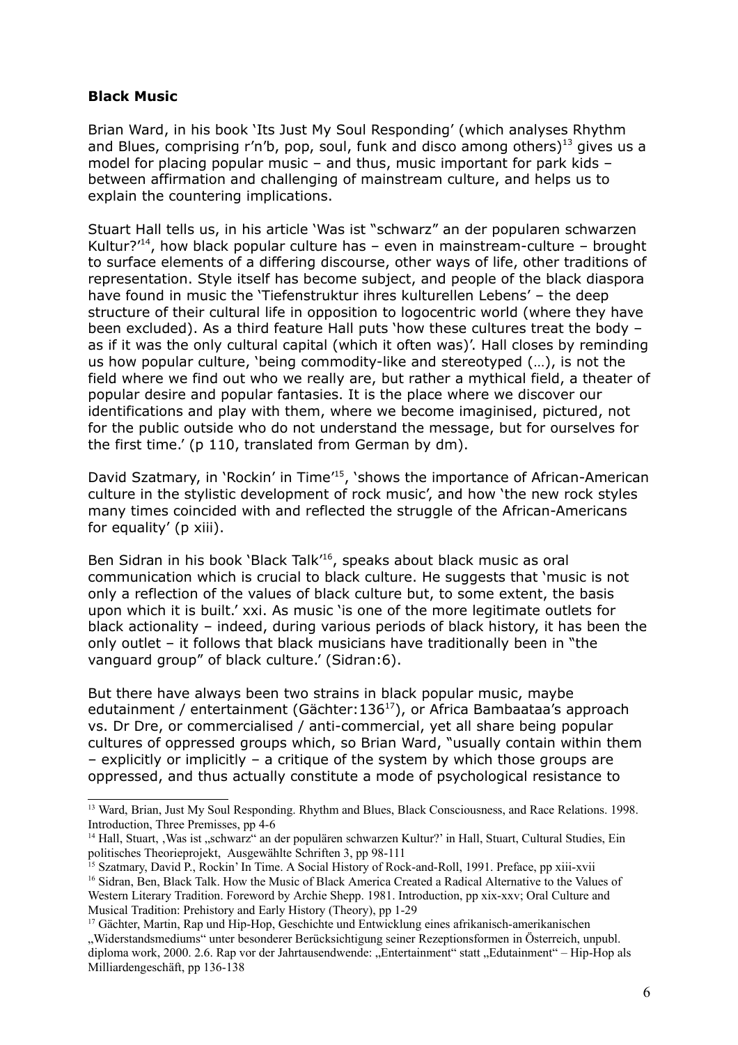**Black Music**

Brian Ward, in his book 'Its Just My Soul Responding' (which analyses Rhythm and Blues, comprising r'n'b, pop, soul, funk and disco among others)[13] gives us a model for placing popular music – and thus, music important for park kids – between affirmation and challenging of mainstream culture, and helps us to explain the countering implications.

Stuart Hall tells us, in his article 'Was ist "schwarz" an der popularen schwarzen Kultur?'[14], how black popular culture has – even in mainstream-culture – brought to surface elements of a differing discourse, other ways of life, other traditions of representation. Style itself has become subject, and people of the black diaspora have found in music the 'Tiefenstruktur ihres kulturellen Lebens' – the deep structure of their cultural life in opposition to logocentric world (where they have been excluded). As a third feature Hall puts 'how these cultures treat the body – as if it was the only cultural capital (which it often was)'. Hall closes by reminding us how popular culture, 'being commodity-like and stereotyped (…), is not the field where we find out who we really are, but rather a mythical field, a theater of popular desire and popular fantasies. It is the place where we discover our identifications and play with them, where we become imaginised, pictured, not for the public outside who do not understand the message, but for ourselves for the first time.' (p 110, translated from German by dm).

David Szatmary, in 'Rockin' in Time'[15], 'shows the importance of African-American culture in the stylistic development of rock music', and how 'the new rock styles many times coincided with and reflected the struggle of the African-Americans for equality' (p xiii).

Ben Sidran in his book 'Black Talk'[16], speaks about black music as oral communication which is crucial to black culture. He suggests that 'music is not only a reflection of the values of black culture but, to some extent, the basis upon which it is built.' xxi. As music 'is one of the more legitimate outlets for black actionality – indeed, during various periods of black history, it has been the only outlet – it follows that black musicians have traditionally been in "the vanguard group" of black culture.' (Sidran:6).

But there have always been two strains in black popular music, maybe edutainment / entertainment (Gächter:136[17]), or Africa Bambaataa's approach vs. Dr Dre, or commercialised / anti-commercial, yet all share being popular cultures of oppressed groups which, so Brian Ward, "usually contain within them – explicitly or implicitly – a critique of the system by which those groups are oppressed, and thus actually constitute a mode of psychological resistance to

---

[13] Ward, Brian, Just My Soul Responding. Rhythm and Blues, Black Consciousness, and Race Relations. 1998. Introduction, Three Premisses, pp 4-6

[14] Hall, Stuart, 'Was ist „schwarz" an der populären schwarzen Kultur?' in Hall, Stuart, Cultural Studies, Ein politisches Theorieprojekt, Ausgewählte Schriften 3, pp 98-111

[15] Szatmary, David P., Rockin' In Time. A Social History of Rock-and-Roll, 1991. Preface, pp xiii-xvii

[16] Sidran, Ben, Black Talk. How the Music of Black America Created a Radical Alternative to the Values of Western Literary Tradition. Foreword by Archie Shepp. 1981. Introduction, pp xix-xxv; Oral Culture and Musical Tradition: Prehistory and Early History (Theory), pp 1-29

[17] Gächter, Martin, Rap und Hip-Hop, Geschichte und Entwicklung eines afrikanisch-amerikanischen „Widerstandsmediums" unter besonderer Berücksichtigung seiner Rezeptionsformen in Österreich, unpubl. diploma work, 2000. 2.6. Rap vor der Jahrtausendwende: „Entertainment" statt „Edutainment" – Hip-Hop als Milliardengeschäft, pp 136-138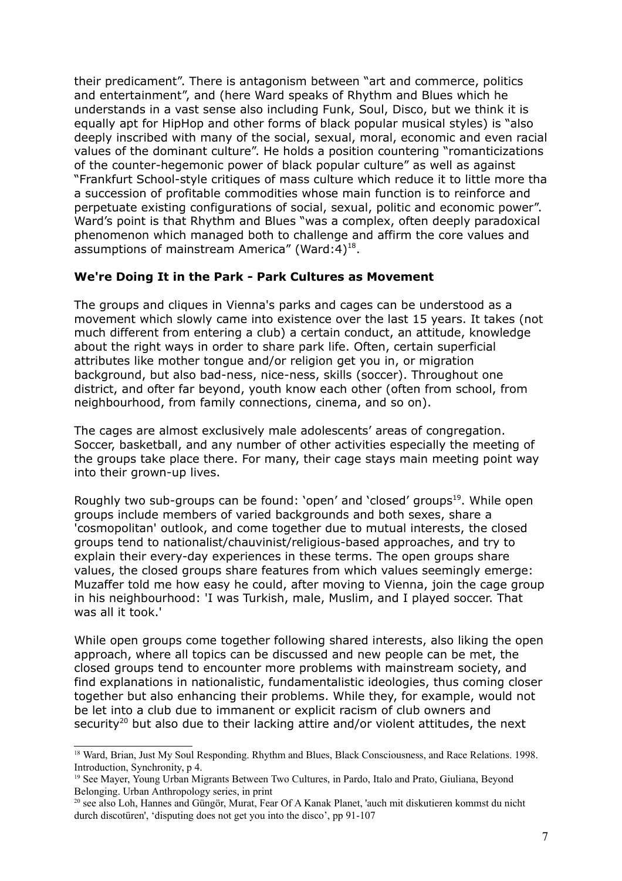their predicament". There is antagonism between "art and commerce, politics and entertainment", and (here Ward speaks of Rhythm and Blues which he understands in a vast sense also including Funk, Soul, Disco, but we think it is equally apt for HipHop and other forms of black popular musical styles) is "also deeply inscribed with many of the social, sexual, moral, economic and even racial values of the dominant culture". He holds a position countering "romanticizations of the counter-hegemonic power of black popular culture" as well as against "Frankfurt School-style critiques of mass culture which reduce it to little more tha a succession of profitable commodities whose main function is to reinforce and perpetuate existing configurations of social, sexual, politic and economic power". Ward's point is that Rhythm and Blues "was a complex, often deeply paradoxical phenomenon which managed both to challenge and affirm the core values and assumptions of mainstream America" (Ward:4)[18].

**We're Doing It in the Park - Park Cultures as Movement**

The groups and cliques in Vienna's parks and cages can be understood as a movement which slowly came into existence over the last 15 years. It takes (not much different from entering a club) a certain conduct, an attitude, knowledge about the right ways in order to share park life. Often, certain superficial attributes like mother tongue and/or religion get you in, or migration background, but also bad-ness, nice-ness, skills (soccer). Throughout one district, and ofter far beyond, youth know each other (often from school, from neighbourhood, from family connections, cinema, and so on).

The cages are almost exclusively male adolescents' areas of congregation. Soccer, basketball, and any number of other activities especially the meeting of the groups take place there. For many, their cage stays main meeting point way into their grown-up lives.

Roughly two sub-groups can be found: 'open' and 'closed' groups[19]. While open groups include members of varied backgrounds and both sexes, share a 'cosmopolitan' outlook, and come together due to mutual interests, the closed groups tend to nationalist/chauvinist/religious-based approaches, and try to explain their every-day experiences in these terms. The open groups share values, the closed groups share features from which values seemingly emerge: Muzaffer told me how easy he could, after moving to Vienna, join the cage group in his neighbourhood: 'I was Turkish, male, Muslim, and I played soccer. That was all it took.'

While open groups come together following shared interests, also liking the open approach, where all topics can be discussed and new people can be met, the closed groups tend to encounter more problems with mainstream society, and find explanations in nationalistic, fundamentalistic ideologies, thus coming closer together but also enhancing their problems. While they, for example, would not be let into a club due to immanent or explicit racism of club owners and security[20] but also due to their lacking attire and/or violent attitudes, the next

---

[18] Ward, Brian, Just My Soul Responding. Rhythm and Blues, Black Consciousness, and Race Relations. 1998. Introduction, Synchronity, p 4.

[19] See Mayer, Young Urban Migrants Between Two Cultures, in Pardo, Italo and Prato, Giuliana, Beyond Belonging. Urban Anthropology series, in print

[20] see also Loh, Hannes and Güngör, Murat, Fear Of A Kanak Planet, 'auch mit diskutieren kommst du nicht durch discotüren', 'disputing does not get you into the disco', pp 91-107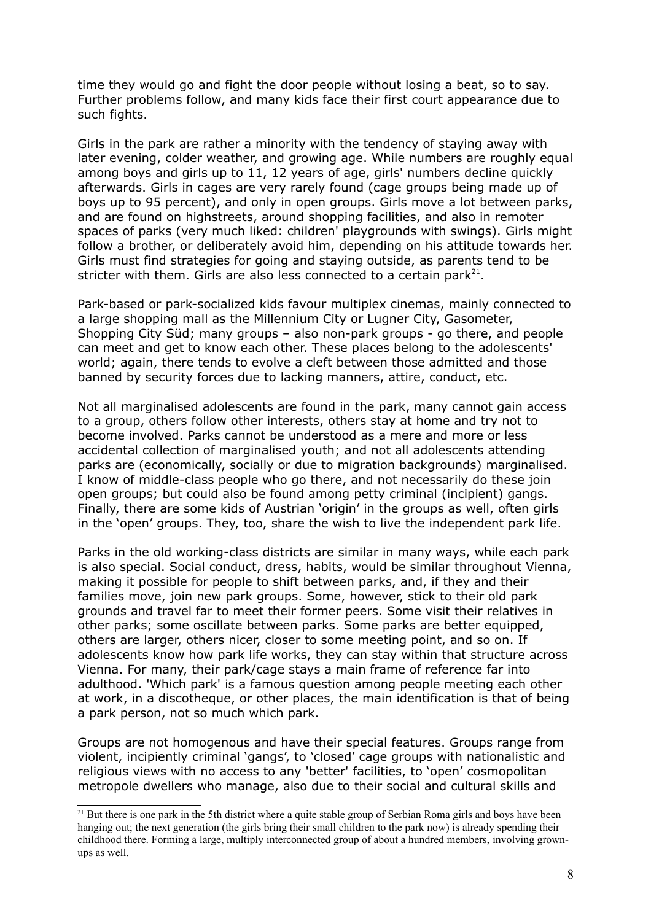time they would go and fight the door people without losing a beat, so to say. Further problems follow, and many kids face their first court appearance due to such fights.

Girls in the park are rather a minority with the tendency of staying away with later evening, colder weather, and growing age. While numbers are roughly equal among boys and girls up to 11, 12 years of age, girls' numbers decline quickly afterwards. Girls in cages are very rarely found (cage groups being made up of boys up to 95 percent), and only in open groups. Girls move a lot between parks, and are found on highstreets, around shopping facilities, and also in remoter spaces of parks (very much liked: children' playgrounds with swings). Girls might follow a brother, or deliberately avoid him, depending on his attitude towards her. Girls must find strategies for going and staying outside, as parents tend to be stricter with them. Girls are also less connected to a certain park[21].

Park-based or park-socialized kids favour multiplex cinemas, mainly connected to a large shopping mall as the Millennium City or Lugner City, Gasometer, Shopping City Süd; many groups – also non-park groups - go there, and people can meet and get to know each other. These places belong to the adolescents' world; again, there tends to evolve a cleft between those admitted and those banned by security forces due to lacking manners, attire, conduct, etc.

Not all marginalised adolescents are found in the park, many cannot gain access to a group, others follow other interests, others stay at home and try not to become involved. Parks cannot be understood as a mere and more or less accidental collection of marginalised youth; and not all adolescents attending parks are (economically, socially or due to migration backgrounds) marginalised. I know of middle-class people who go there, and not necessarily do these join open groups; but could also be found among petty criminal (incipient) gangs. Finally, there are some kids of Austrian 'origin' in the groups as well, often girls in the 'open' groups. They, too, share the wish to live the independent park life.

Parks in the old working-class districts are similar in many ways, while each park is also special. Social conduct, dress, habits, would be similar throughout Vienna, making it possible for people to shift between parks, and, if they and their families move, join new park groups. Some, however, stick to their old park grounds and travel far to meet their former peers. Some visit their relatives in other parks; some oscillate between parks. Some parks are better equipped, others are larger, others nicer, closer to some meeting point, and so on. If adolescents know how park life works, they can stay within that structure across Vienna. For many, their park/cage stays a main frame of reference far into adulthood. 'Which park' is a famous question among people meeting each other at work, in a discotheque, or other places, the main identification is that of being a park person, not so much which park.

Groups are not homogenous and have their special features. Groups range from violent, incipiently criminal 'gangs', to 'closed' cage groups with nationalistic and religious views with no access to any 'better' facilities, to 'open' cosmopolitan metropole dwellers who manage, also due to their social and cultural skills and

[21] But there is one park in the 5th district where a quite stable group of Serbian Roma girls and boys have been hanging out; the next generation (the girls bring their small children to the park now) is already spending their childhood there. Forming a large, multiply interconnected group of about a hundred members, involving grown-ups as well.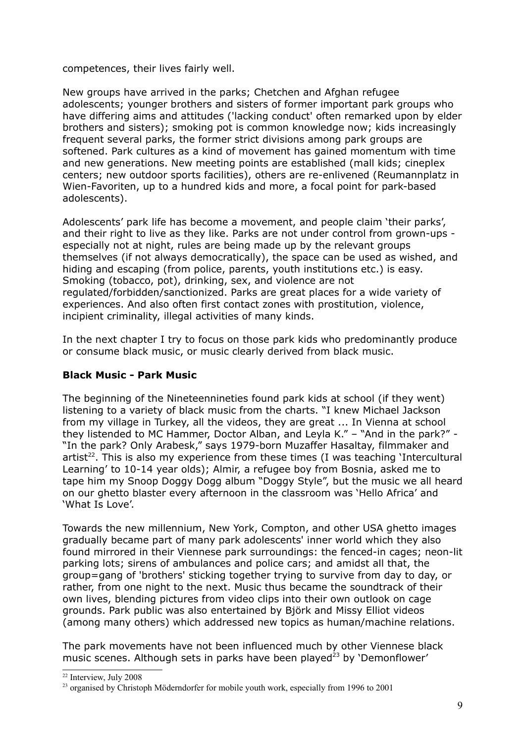competences, their lives fairly well.

New groups have arrived in the parks; Chetchen and Afghan refugee adolescents; younger brothers and sisters of former important park groups who have differing aims and attitudes ('lacking conduct' often remarked upon by elder brothers and sisters); smoking pot is common knowledge now; kids increasingly frequent several parks, the former strict divisions among park groups are softened. Park cultures as a kind of movement has gained momentum with time and new generations. New meeting points are established (mall kids; cineplex centers; new outdoor sports facilities), others are re-enlivened (Reumannplatz in Wien-Favoriten, up to a hundred kids and more, a focal point for park-based adolescents).

Adolescents' park life has become a movement, and people claim 'their parks', and their right to live as they like. Parks are not under control from grown-ups - especially not at night, rules are being made up by the relevant groups themselves (if not always democratically), the space can be used as wished, and hiding and escaping (from police, parents, youth institutions etc.) is easy. Smoking (tobacco, pot), drinking, sex, and violence are not regulated/forbidden/sanctionized. Parks are great places for a wide variety of experiences. And also often first contact zones with prostitution, violence, incipient criminality, illegal activities of many kinds.

In the next chapter I try to focus on those park kids who predominantly produce or consume black music, or music clearly derived from black music.

**Black Music - Park Music**

The beginning of the Nineteennineties found park kids at school (if they went) listening to a variety of black music from the charts. "I knew Michael Jackson from my village in Turkey, all the videos, they are great ... In Vienna at school they listended to MC Hammer, Doctor Alban, and Leyla K." – "And in the park?" - "In the park? Only Arabesk," says 1979-born Muzaffer Hasaltay, filmmaker and artist[22]. This is also my experience from these times (I was teaching 'Intercultural Learning' to 10-14 year olds); Almir, a refugee boy from Bosnia, asked me to tape him my Snoop Doggy Dogg album "Doggy Style", but the music we all heard on our ghetto blaster every afternoon in the classroom was 'Hello Africa' and 'What Is Love'.

Towards the new millennium, New York, Compton, and other USA ghetto images gradually became part of many park adolescents' inner world which they also found mirrored in their Viennese park surroundings: the fenced-in cages; neon-lit parking lots; sirens of ambulances and police cars; and amidst all that, the group=gang of 'brothers' sticking together trying to survive from day to day, or rather, from one night to the next. Music thus became the soundtrack of their own lives, blending pictures from video clips into their own outlook on cage grounds. Park public was also entertained by Björk and Missy Elliot videos (among many others) which addressed new topics as human/machine relations.

The park movements have not been influenced much by other Viennese black music scenes. Although sets in parks have been played[23] by 'Demonflower'

---

[22] Interview, July 2008

[23] organised by Christoph Möderndorfer for mobile youth work, especially from 1996 to 2001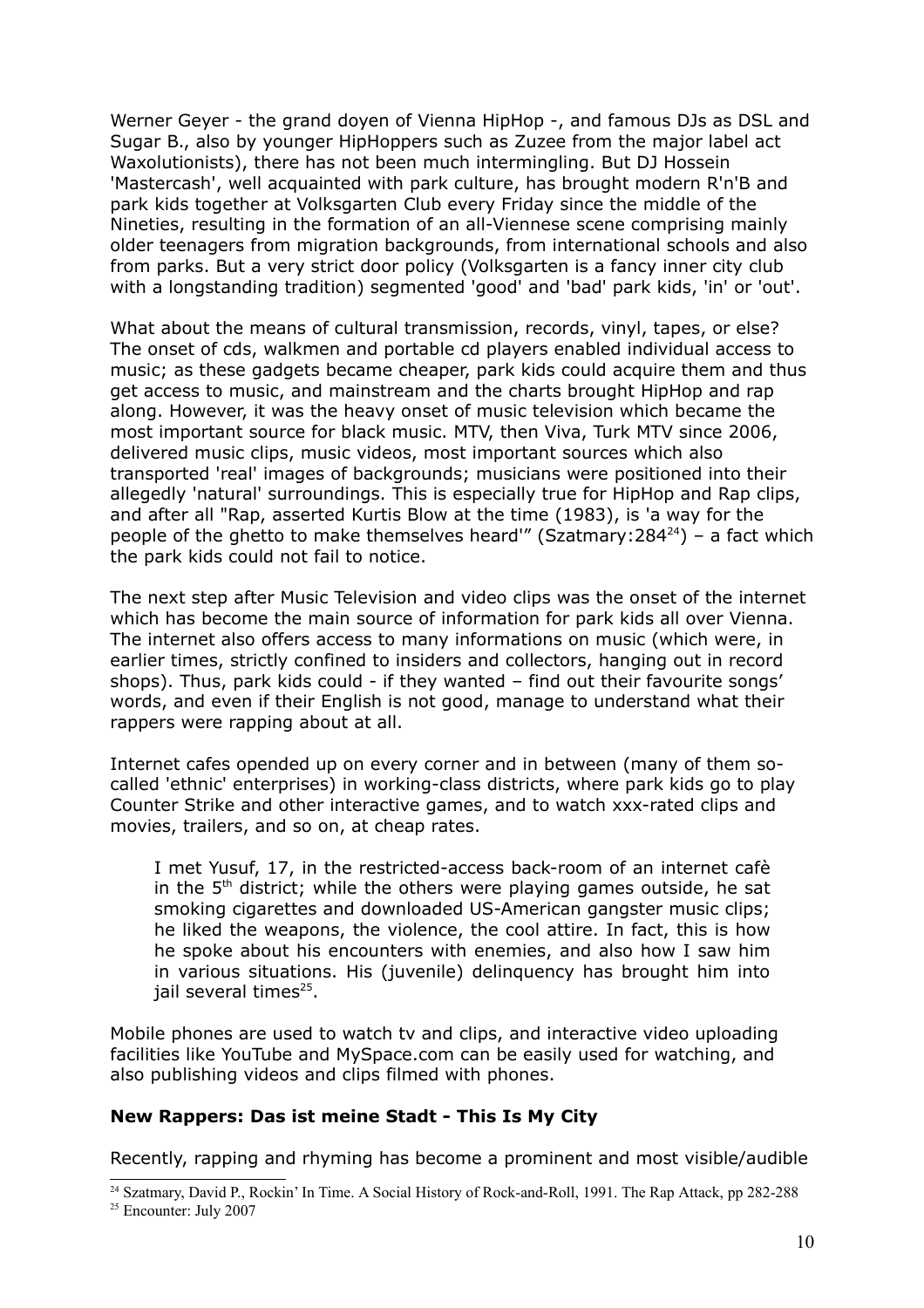Werner Geyer - the grand doyen of Vienna HipHop -, and famous DJs as DSL and Sugar B., also by younger HipHoppers such as Zuzee from the major label act Waxolutionists), there has not been much intermingling. But DJ Hossein 'Mastercash', well acquainted with park culture, has brought modern R'n'B and park kids together at Volksgarten Club every Friday since the middle of the Nineties, resulting in the formation of an all-Viennese scene comprising mainly older teenagers from migration backgrounds, from international schools and also from parks. But a very strict door policy (Volksgarten is a fancy inner city club with a longstanding tradition) segmented 'good' and 'bad' park kids, 'in' or 'out'.

What about the means of cultural transmission, records, vinyl, tapes, or else? The onset of cds, walkmen and portable cd players enabled individual access to music; as these gadgets became cheaper, park kids could acquire them and thus get access to music, and mainstream and the charts brought HipHop and rap along. However, it was the heavy onset of music television which became the most important source for black music. MTV, then Viva, Turk MTV since 2006, delivered music clips, music videos, most important sources which also transported 'real' images of backgrounds; musicians were positioned into their allegedly 'natural' surroundings. This is especially true for HipHop and Rap clips, and after all "Rap, asserted Kurtis Blow at the time (1983), is 'a way for the people of the ghetto to make themselves heard'" (Szatmary:284[24]) – a fact which the park kids could not fail to notice.

The next step after Music Television and video clips was the onset of the internet which has become the main source of information for park kids all over Vienna. The internet also offers access to many informations on music (which were, in earlier times, strictly confined to insiders and collectors, hanging out in record shops). Thus, park kids could - if they wanted – find out their favourite songs' words, and even if their English is not good, manage to understand what their rappers were rapping about at all.

Internet cafes opended up on every corner and in between (many of them so-called 'ethnic' enterprises) in working-class districts, where park kids go to play Counter Strike and other interactive games, and to watch xxx-rated clips and movies, trailers, and so on, at cheap rates.

> I met Yusuf, 17, in the restricted-access back-room of an internet cafè in the 5th district; while the others were playing games outside, he sat smoking cigarettes and downloaded US-American gangster music clips; he liked the weapons, the violence, the cool attire. In fact, this is how he spoke about his encounters with enemies, and also how I saw him in various situations. His (juvenile) delinquency has brought him into jail several times[25].

Mobile phones are used to watch tv and clips, and interactive video uploading facilities like YouTube and MySpace.com can be easily used for watching, and also publishing videos and clips filmed with phones.

**New Rappers: Das ist meine Stadt - This Is My City**

Recently, rapping and rhyming has become a prominent and most visible/audible

---

[24] Szatmary, David P., Rockin' In Time. A Social History of Rock-and-Roll, 1991. The Rap Attack, pp 282-288

[25] Encounter: July 2007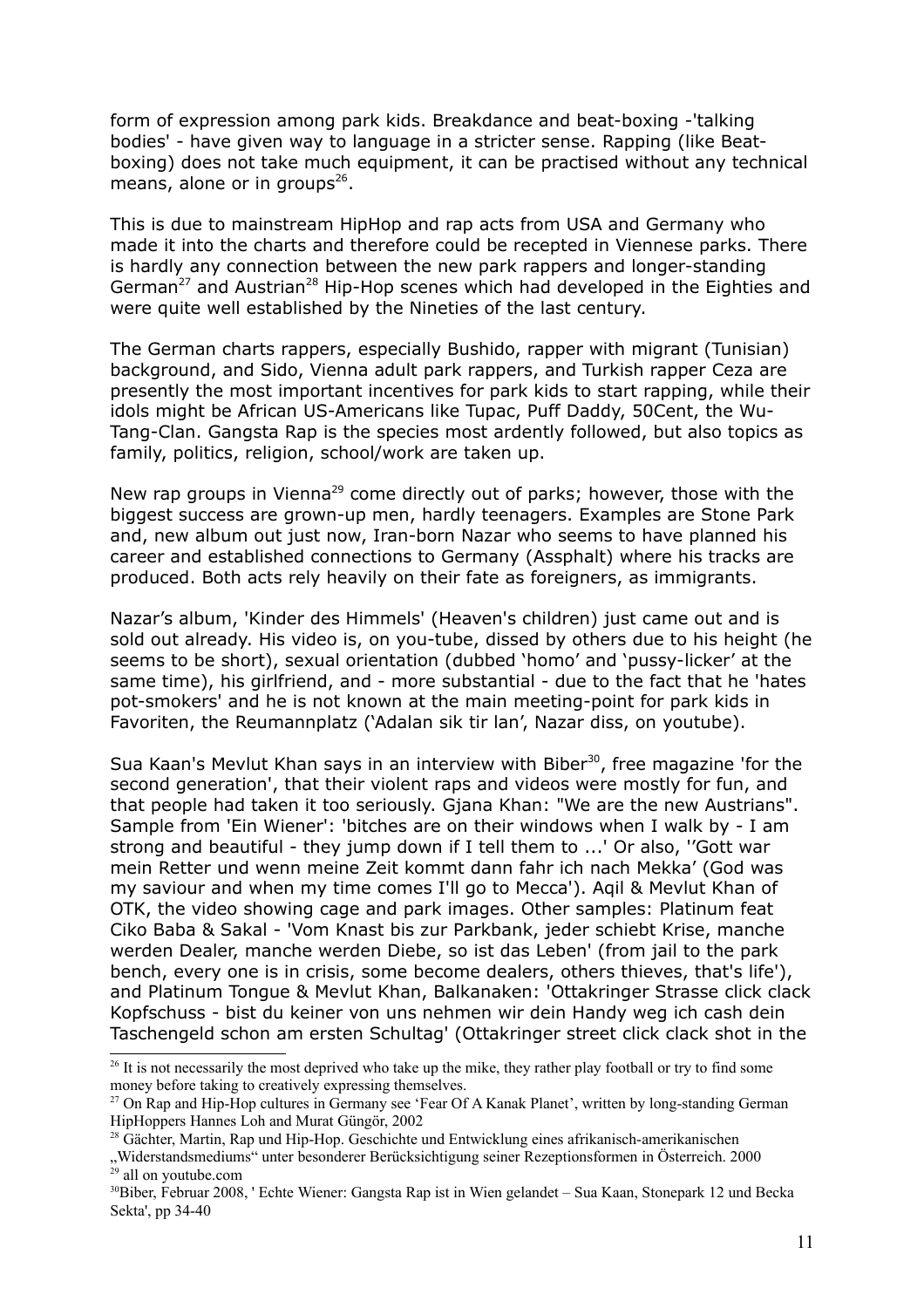form of expression among park kids. Breakdance and beat-boxing -'talking bodies' - have given way to language in a stricter sense. Rapping (like Beat-boxing) does not take much equipment, it can be practised without any technical means, alone or in groups[26].

This is due to mainstream HipHop and rap acts from USA and Germany who made it into the charts and therefore could be recepted in Viennese parks. There is hardly any connection between the new park rappers and longer-standing German[27] and Austrian[28] Hip-Hop scenes which had developed in the Eighties and were quite well established by the Nineties of the last century.

The German charts rappers, especially Bushido, rapper with migrant (Tunisian) background, and Sido, Vienna adult park rappers, and Turkish rapper Ceza are presently the most important incentives for park kids to start rapping, while their idols might be African US-Americans like Tupac, Puff Daddy, 50Cent, the Wu-Tang-Clan. Gangsta Rap is the species most ardently followed, but also topics as family, politics, religion, school/work are taken up.

New rap groups in Vienna[29] come directly out of parks; however, those with the biggest success are grown-up men, hardly teenagers. Examples are Stone Park and, new album out just now, Iran-born Nazar who seems to have planned his career and established connections to Germany (Assphalt) where his tracks are produced. Both acts rely heavily on their fate as foreigners, as immigrants.

Nazar's album, 'Kinder des Himmels' (Heaven's children) just came out and is sold out already. His video is, on you-tube, dissed by others due to his height (he seems to be short), sexual orientation (dubbed 'homo' and 'pussy-licker' at the same time), his girlfriend, and - more substantial - due to the fact that he 'hates pot-smokers' and he is not known at the main meeting-point for park kids in Favoriten, the Reumannplatz ('Adalan sik tir lan', Nazar diss, on youtube).

Sua Kaan's Mevlut Khan says in an interview with Biber[30], free magazine 'for the second generation', that their violent raps and videos were mostly for fun, and that people had taken it too seriously. Gjana Khan: "We are the new Austrians". Sample from 'Ein Wiener': 'bitches are on their windows when I walk by - I am strong and beautiful - they jump down if I tell them to ...' Or also, ''Gott war mein Retter und wenn meine Zeit kommt dann fahr ich nach Mekka' (God was my saviour and when my time comes I'll go to Mecca'). Aqil & Mevlut Khan of OTK, the video showing cage and park images. Other samples: Platinum feat Ciko Baba & Sakal - 'Vom Knast bis zur Parkbank, jeder schiebt Krise, manche werden Dealer, manche werden Diebe, so ist das Leben' (from jail to the park bench, every one is in crisis, some become dealers, others thieves, that's life'), and Platinum Tongue & Mevlut Khan, Balkanaken: 'Ottakringer Strasse click clack Kopfschuss - bist du keiner von uns nehmen wir dein Handy weg ich cash dein Taschengeld schon am ersten Schultag' (Ottakringer street click clack shot in the

---

[26] It is not necessarily the most deprived who take up the mike, they rather play football or try to find some money before taking to creatively expressing themselves.

[27] On Rap and Hip-Hop cultures in Germany see 'Fear Of A Kanak Planet', written by long-standing German HipHoppers Hannes Loh and Murat Güngör, 2002

[28] Gächter, Martin, Rap und Hip-Hop. Geschichte und Entwicklung eines afrikanisch-amerikanischen „Widerstandsmediums" unter besonderer Berücksichtigung seiner Rezeptionsformen in Österreich. 2000

[29] all on youtube.com

[30] Biber, Februar 2008, ' Echte Wiener: Gangsta Rap ist in Wien gelandet – Sua Kaan, Stonepark 12 und Becka Sekta', pp 34-40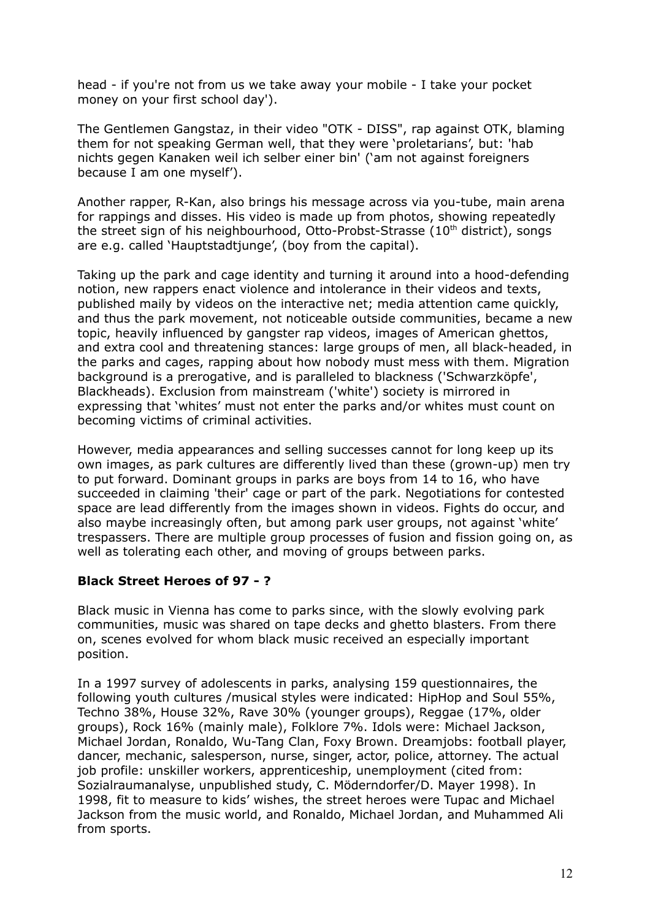head - if you're not from us we take away your mobile - I take your pocket money on your first school day').

The Gentlemen Gangstaz, in their video "OTK - DISS", rap against OTK, blaming them for not speaking German well, that they were 'proletarians', but: 'hab nichts gegen Kanaken weil ich selber einer bin' ('am not against foreigners because I am one myself').

Another rapper, R-Kan, also brings his message across via you-tube, main arena for rappings and disses. His video is made up from photos, showing repeatedly the street sign of his neighbourhood, Otto-Probst-Strasse (10th district), songs are e.g. called 'Hauptstadtjunge', (boy from the capital).

Taking up the park and cage identity and turning it around into a hood-defending notion, new rappers enact violence and intolerance in their videos and texts, published maily by videos on the interactive net; media attention came quickly, and thus the park movement, not noticeable outside communities, became a new topic, heavily influenced by gangster rap videos, images of American ghettos, and extra cool and threatening stances: large groups of men, all black-headed, in the parks and cages, rapping about how nobody must mess with them. Migration background is a prerogative, and is paralleled to blackness ('Schwarzköpfe', Blackheads). Exclusion from mainstream ('white') society is mirrored in expressing that 'whites' must not enter the parks and/or whites must count on becoming victims of criminal activities.

However, media appearances and selling successes cannot for long keep up its own images, as park cultures are differently lived than these (grown-up) men try to put forward. Dominant groups in parks are boys from 14 to 16, who have succeeded in claiming 'their' cage or part of the park. Negotiations for contested space are lead differently from the images shown in videos. Fights do occur, and also maybe increasingly often, but among park user groups, not against 'white' trespassers. There are multiple group processes of fusion and fission going on, as well as tolerating each other, and moving of groups between parks.

**Black Street Heroes of 97 - ?**

Black music in Vienna has come to parks since, with the slowly evolving park communities, music was shared on tape decks and ghetto blasters. From there on, scenes evolved for whom black music received an especially important position.

In a 1997 survey of adolescents in parks, analysing 159 questionnaires, the following youth cultures /musical styles were indicated: HipHop and Soul 55%, Techno 38%, House 32%, Rave 30% (younger groups), Reggae (17%, older groups), Rock 16% (mainly male), Folklore 7%. Idols were: Michael Jackson, Michael Jordan, Ronaldo, Wu-Tang Clan, Foxy Brown. Dreamjobs: football player, dancer, mechanic, salesperson, nurse, singer, actor, police, attorney. The actual job profile: unskiller workers, apprenticeship, unemployment (cited from: Sozialraumanalyse, unpublished study, C. Möderndorfer/D. Mayer 1998). In 1998, fit to measure to kids' wishes, the street heroes were Tupac and Michael Jackson from the music world, and Ronaldo, Michael Jordan, and Muhammed Ali from sports.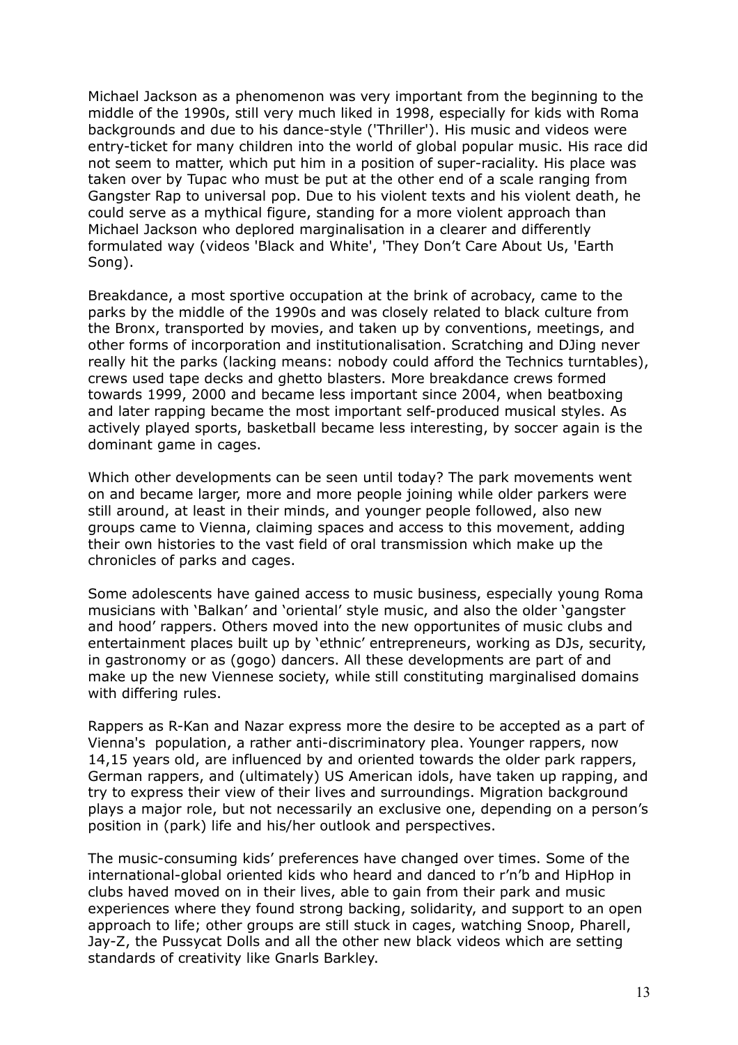Michael Jackson as a phenomenon was very important from the beginning to the middle of the 1990s, still very much liked in 1998, especially for kids with Roma backgrounds and due to his dance-style ('Thriller'). His music and videos were entry-ticket for many children into the world of global popular music. His race did not seem to matter, which put him in a position of super-raciality. His place was taken over by Tupac who must be put at the other end of a scale ranging from Gangster Rap to universal pop. Due to his violent texts and his violent death, he could serve as a mythical figure, standing for a more violent approach than Michael Jackson who deplored marginalisation in a clearer and differently formulated way (videos 'Black and White', 'They Don't Care About Us, 'Earth Song).

Breakdance, a most sportive occupation at the brink of acrobacy, came to the parks by the middle of the 1990s and was closely related to black culture from the Bronx, transported by movies, and taken up by conventions, meetings, and other forms of incorporation and institutionalisation. Scratching and DJing never really hit the parks (lacking means: nobody could afford the Technics turntables), crews used tape decks and ghetto blasters. More breakdance crews formed towards 1999, 2000 and became less important since 2004, when beatboxing and later rapping became the most important self-produced musical styles. As actively played sports, basketball became less interesting, by soccer again is the dominant game in cages.

Which other developments can be seen until today? The park movements went on and became larger, more and more people joining while older parkers were still around, at least in their minds, and younger people followed, also new groups came to Vienna, claiming spaces and access to this movement, adding their own histories to the vast field of oral transmission which make up the chronicles of parks and cages.

Some adolescents have gained access to music business, especially young Roma musicians with 'Balkan' and 'oriental' style music, and also the older 'gangster and hood' rappers. Others moved into the new opportunites of music clubs and entertainment places built up by 'ethnic' entrepreneurs, working as DJs, security, in gastronomy or as (gogo) dancers. All these developments are part of and make up the new Viennese society, while still constituting marginalised domains with differing rules.

Rappers as R-Kan and Nazar express more the desire to be accepted as a part of Vienna's population, a rather anti-discriminatory plea. Younger rappers, now 14,15 years old, are influenced by and oriented towards the older park rappers, German rappers, and (ultimately) US American idols, have taken up rapping, and try to express their view of their lives and surroundings. Migration background plays a major role, but not necessarily an exclusive one, depending on a person's position in (park) life and his/her outlook and perspectives.

The music-consuming kids' preferences have changed over times. Some of the international-global oriented kids who heard and danced to r'n'b and HipHop in clubs haved moved on in their lives, able to gain from their park and music experiences where they found strong backing, solidarity, and support to an open approach to life; other groups are still stuck in cages, watching Snoop, Pharell, Jay-Z, the Pussycat Dolls and all the other new black videos which are setting standards of creativity like Gnarls Barkley.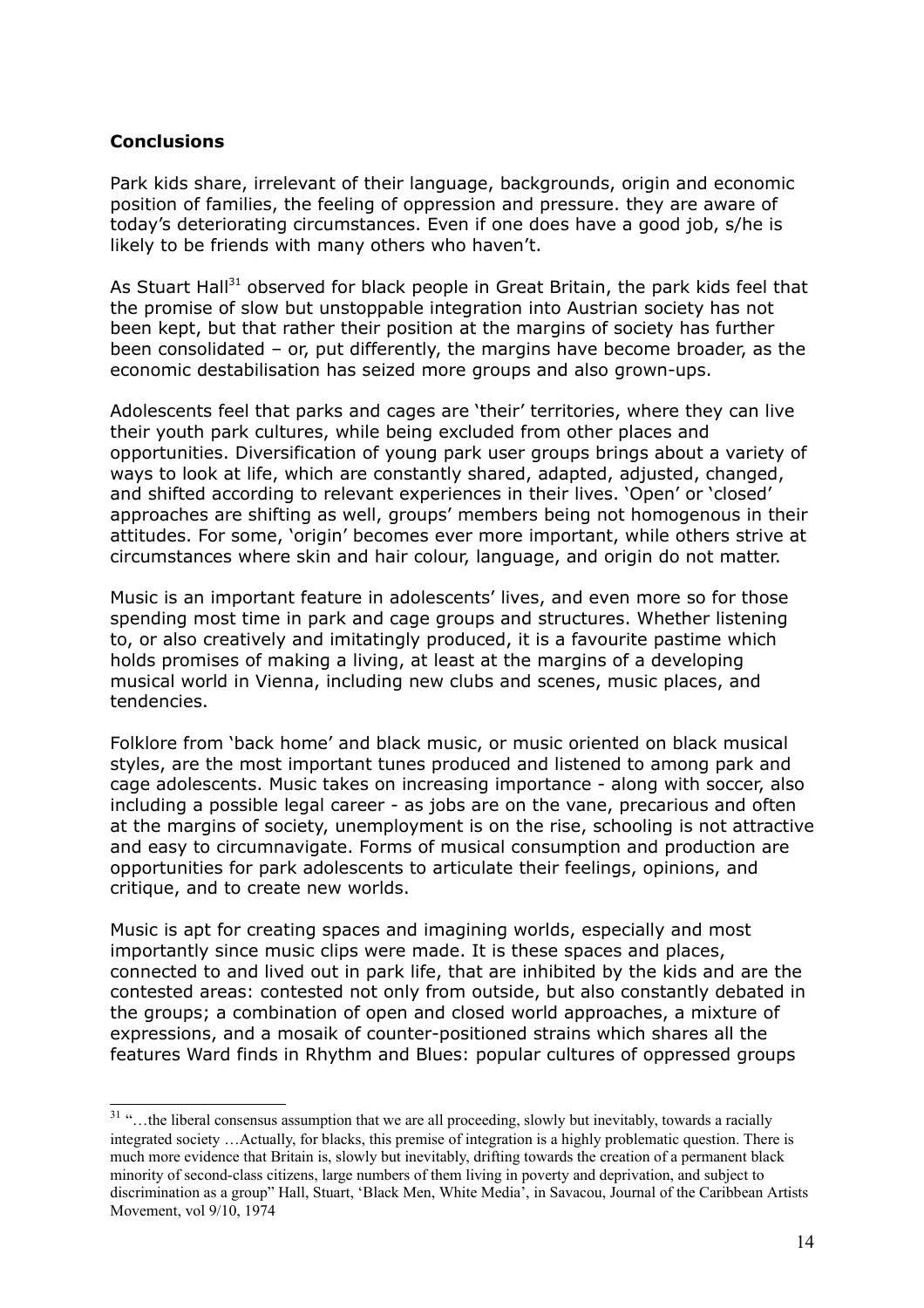## Conclusions

Park kids share, irrelevant of their language, backgrounds, origin and economic position of families, the feeling of oppression and pressure. they are aware of today's deteriorating circumstances. Even if one does have a good job, s/he is likely to be friends with many others who haven't.

As Stuart Hall[31] observed for black people in Great Britain, the park kids feel that the promise of slow but unstoppable integration into Austrian society has not been kept, but that rather their position at the margins of society has further been consolidated – or, put differently, the margins have become broader, as the economic destabilisation has seized more groups and also grown-ups.

Adolescents feel that parks and cages are 'their' territories, where they can live their youth park cultures, while being excluded from other places and opportunities. Diversification of young park user groups brings about a variety of ways to look at life, which are constantly shared, adapted, adjusted, changed, and shifted according to relevant experiences in their lives. 'Open' or 'closed' approaches are shifting as well, groups' members being not homogenous in their attitudes. For some, 'origin' becomes ever more important, while others strive at circumstances where skin and hair colour, language, and origin do not matter.

Music is an important feature in adolescents' lives, and even more so for those spending most time in park and cage groups and structures. Whether listening to, or also creatively and imitatingly produced, it is a favourite pastime which holds promises of making a living, at least at the margins of a developing musical world in Vienna, including new clubs and scenes, music places, and tendencies.

Folklore from 'back home' and black music, or music oriented on black musical styles, are the most important tunes produced and listened to among park and cage adolescents. Music takes on increasing importance - along with soccer, also including a possible legal career - as jobs are on the vane, precarious and often at the margins of society, unemployment is on the rise, schooling is not attractive and easy to circumnavigate. Forms of musical consumption and production are opportunities for park adolescents to articulate their feelings, opinions, and critique, and to create new worlds.

Music is apt for creating spaces and imagining worlds, especially and most importantly since music clips were made. It is these spaces and places, connected to and lived out in park life, that are inhibited by the kids and are the contested areas: contested not only from outside, but also constantly debated in the groups; a combination of open and closed world approaches, a mixture of expressions, and a mosaik of counter-positioned strains which shares all the features Ward finds in Rhythm and Blues: popular cultures of oppressed groups

---

[31] "…the liberal consensus assumption that we are all proceeding, slowly but inevitably, towards a racially integrated society …Actually, for blacks, this premise of integration is a highly problematic question. There is much more evidence that Britain is, slowly but inevitably, drifting towards the creation of a permanent black minority of second-class citizens, large numbers of them living in poverty and deprivation, and subject to discrimination as a group" Hall, Stuart, 'Black Men, White Media', in Savacou, Journal of the Caribbean Artists Movement, vol 9/10, 1974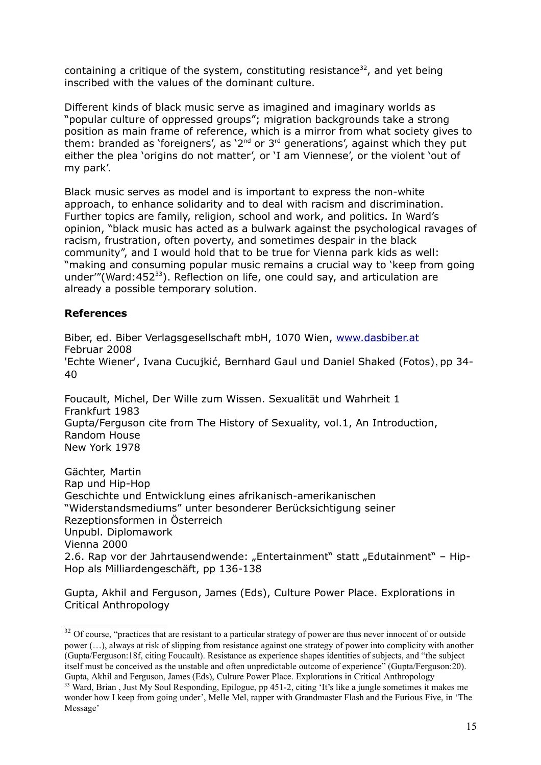containing a critique of the system, constituting resistance[32], and yet being inscribed with the values of the dominant culture.

Different kinds of black music serve as imagined and imaginary worlds as "popular culture of oppressed groups"; migration backgrounds take a strong position as main frame of reference, which is a mirror from what society gives to them: branded as 'foreigners', as '2nd or 3rd generations', against which they put either the plea 'origins do not matter', or 'I am Viennese', or the violent 'out of my park'.

Black music serves as model and is important to express the non-white approach, to enhance solidarity and to deal with racism and discrimination. Further topics are family, religion, school and work, and politics. In Ward's opinion, "black music has acted as a bulwark against the psychological ravages of racism, frustration, often poverty, and sometimes despair in the black community", and I would hold that to be true for Vienna park kids as well: "making and consuming popular music remains a crucial way to 'keep from going under'"(Ward:452[33]). Reflection on life, one could say, and articulation are already a possible temporary solution.

**References**

Biber, ed. Biber Verlagsgesellschaft mbH, 1070 Wien, www.dasbiber.at
Februar 2008
'Echte Wiener', Ivana Cucujkić, Bernhard Gaul und Daniel Shaked (Fotos), pp 34-40

Foucault, Michel, Der Wille zum Wissen. Sexualität und Wahrheit 1
Frankfurt 1983
Gupta/Ferguson cite from The History of Sexuality, vol.1, An Introduction, Random House
New York 1978

Gächter, Martin
Rap und Hip-Hop
Geschichte und Entwicklung eines afrikanisch-amerikanischen "Widerstandsmediums" unter besonderer Berücksichtigung seiner Rezeptionsformen in Österreich
Unpubl. Diplomawork
Vienna 2000
2.6. Rap vor der Jahrtausendwende: „Entertainment" statt „Edutainment" – Hip-Hop als Milliardengeschäft, pp 136-138

Gupta, Akhil and Ferguson, James (Eds), Culture Power Place. Explorations in Critical Anthropology

---

[32] Of course, "practices that are resistant to a particular strategy of power are thus never innocent of or outside power (…), always at risk of slipping from resistance against one strategy of power into complicity with another (Gupta/Ferguson:18f, citing Foucault). Resistance as experience shapes identities of subjects, and "the subject itself must be conceived as the unstable and often unpredictable outcome of experience" (Gupta/Ferguson:20). Gupta, Akhil and Ferguson, James (Eds), Culture Power Place. Explorations in Critical Anthropology

[33] Ward, Brian , Just My Soul Responding, Epilogue, pp 451-2, citing 'It's like a jungle sometimes it makes me wonder how I keep from going under', Melle Mel, rapper with Grandmaster Flash and the Furious Five, in 'The Message'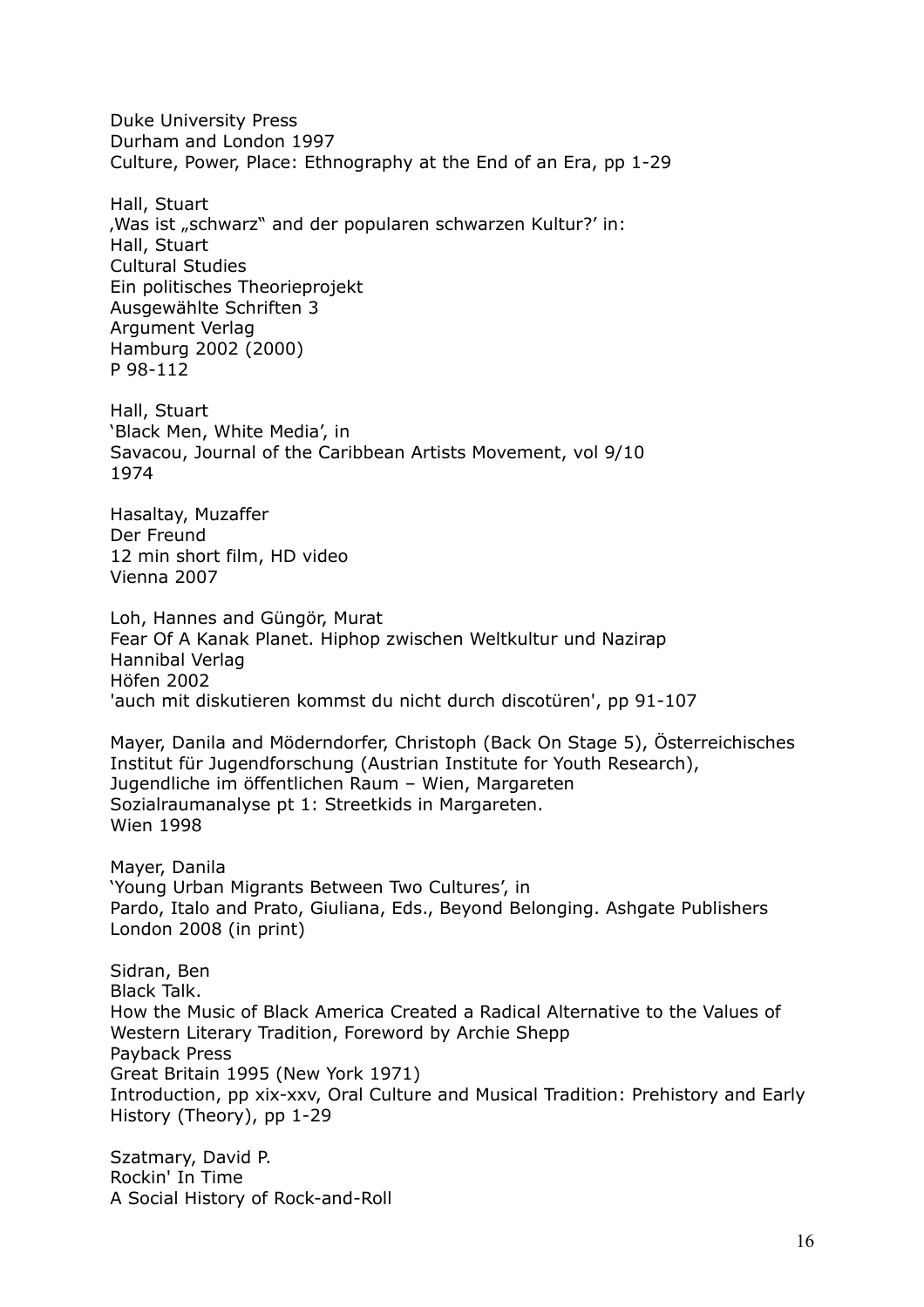Duke University Press
Durham and London 1997
Culture, Power, Place: Ethnography at the End of an Era, pp 1-29

Hall, Stuart
‚Was ist „schwarz“ and der popularen schwarzen Kultur?' in:
Hall, Stuart
Cultural Studies
Ein politisches Theorieprojekt
Ausgewählte Schriften 3
Argument Verlag
Hamburg 2002 (2000)
P 98-112

Hall, Stuart
'Black Men, White Media', in
Savacou, Journal of the Caribbean Artists Movement, vol 9/10
1974

Hasaltay, Muzaffer
Der Freund
12 min short film, HD video
Vienna 2007

Loh, Hannes and Güngör, Murat
Fear Of A Kanak Planet. Hiphop zwischen Weltkultur und Nazirap
Hannibal Verlag
Höfen 2002
'auch mit diskutieren kommst du nicht durch discotüren', pp 91-107

Mayer, Danila and Möderndorfer, Christoph (Back On Stage 5), Österreichisches Institut für Jugendforschung (Austrian Institute for Youth Research),
Jugendliche im öffentlichen Raum – Wien, Margareten
Sozialraumanalyse pt 1: Streetkids in Margareten.
Wien 1998

Mayer, Danila
'Young Urban Migrants Between Two Cultures', in
Pardo, Italo and Prato, Giuliana, Eds., Beyond Belonging. Ashgate Publishers
London 2008 (in print)

Sidran, Ben
Black Talk.
How the Music of Black America Created a Radical Alternative to the Values of Western Literary Tradition, Foreword by Archie Shepp
Payback Press
Great Britain 1995 (New York 1971)
Introduction, pp xix-xxv, Oral Culture and Musical Tradition: Prehistory and Early History (Theory), pp 1-29

Szatmary, David P.
Rockin' In Time
A Social History of Rock-and-Roll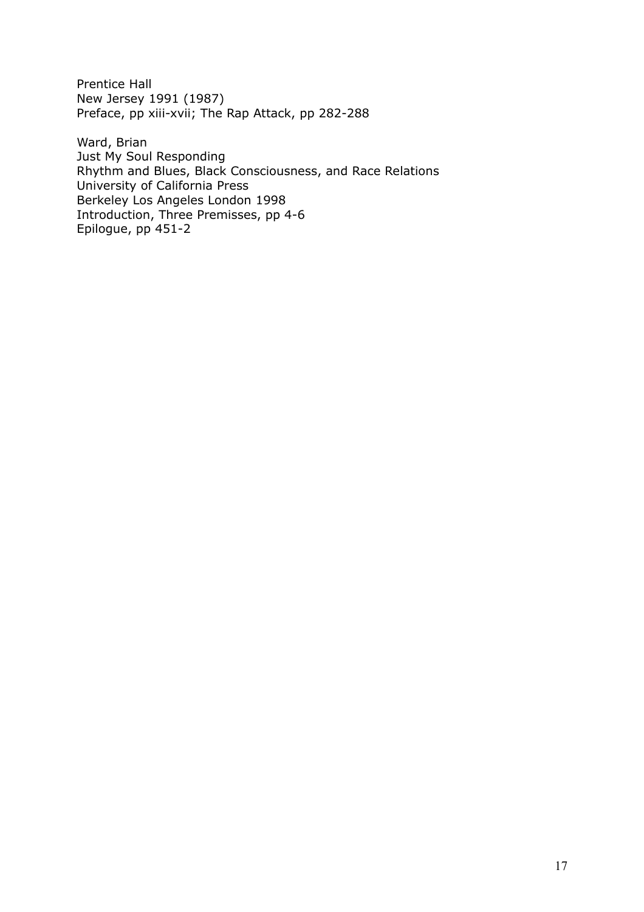Prentice Hall
New Jersey 1991 (1987)
Preface, pp xiii-xvii; The Rap Attack, pp 282-288

Ward, Brian
Just My Soul Responding
Rhythm and Blues, Black Consciousness, and Race Relations
University of California Press
Berkeley Los Angeles London 1998
Introduction, Three Premisses, pp 4-6
Epilogue, pp 451-2